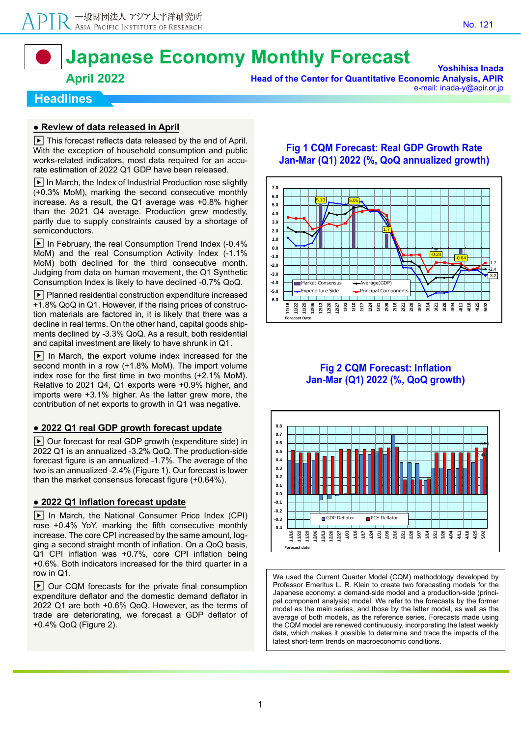# Japanese Economy Monthly Forecast

**April 2022**

**Yoshihisa Inada**
**Head of the Center for Quantitative Economic Analysis, APIR**
e-mail: inada-y@apir.or.jp

## Headlines

### ● Review of data released in April

▶ This forecast reflects data released by the end of April. With the exception of household consumption and public works-related indicators, most data required for an accurate estimation of 2022 Q1 GDP have been released.

▶ In March, the Index of Industrial Production rose slightly (+0.3% MoM), marking the second consecutive monthly increase. As a result, the Q1 average was +0.8% higher than the 2021 Q4 average. Production grew modestly, partly due to supply constraints caused by a shortage of semiconductors.

▶ In February, the real Consumption Trend Index (-0.4% MoM) and the real Consumption Activity Index (-1.1% MoM) both declined for the third consecutive month. Judging from data on human movement, the Q1 Synthetic Consumption Index is likely to have declined -0.7% QoQ.

▶ Planned residential construction expenditure increased +1.8% QoQ in Q1. However, if the rising prices of construction materials are factored in, it is likely that there was a decline in real terms. On the other hand, capital goods shipments declined by -3.3% QoQ. As a result, both residential and capital investment are likely to have shrunk in Q1.

▶ In March, the export volume index increased for the second month in a row (+1.8% MoM). The import volume index rose for the first time in two months (+2.1% MoM). Relative to 2021 Q4, Q1 exports were +0.9% higher, and imports were +3.1% higher. As the latter grew more, the contribution of net exports to growth in Q1 was negative.

### ● 2022 Q1 real GDP growth forecast update

▶ Our forecast for real GDP growth (expenditure side) in 2022 Q1 is an annualized -3.2% QoQ. The production-side forecast figure is an annualized -1.7%. The average of the two is an annualized -2.4% (Figure 1). Our forecast is lower than the market consensus forecast figure (+0.64%).

### ● 2022 Q1 inflation forecast update

▶ In March, the National Consumer Price Index (CPI) rose +0.4% MoM, marking the fifth consecutive monthly increase. The core CPI increased by the same amount, logging a second straight month of inflation. On a QoQ basis, Q1 CPI inflation was +0.7%, core CPI inflation being +0.6%. Both indicators increased for the third quarter in a row in Q1.

▶ Our CQM forecasts for the private final consumption expenditure deflator and the domestic demand deflator in 2022 Q1 are both +0.6% QoQ. However, as the terms of trade are deteriorating, we forecast a GDP deflator of +0.4% QoQ (Figure 2).

**Fig 1 CQM Forecast: Real GDP Growth Rate Jan-Mar (Q1) 2022 (%, QoQ annualized growth)**

**Fig 2 CQM Forecast: Inflation Jan-Mar (Q1) 2022 (%, QoQ growth)**

We used the Current Quarter Model (CQM) methodology developed by Professor Emeritus L. R. Klein to create two forecasting models for the Japanese economy: a demand-side model and a production-side (principal component analysis) model. We refer to the forecasts by the former model as the main series, and those by the latter model, as well as the average of both models, as the reference series. Forecasts made using the CQM model are renewed continuously, incorporating the latest weekly data, which makes it possible to determine and trace the impacts of the latest short-term trends on macroeconomic conditions.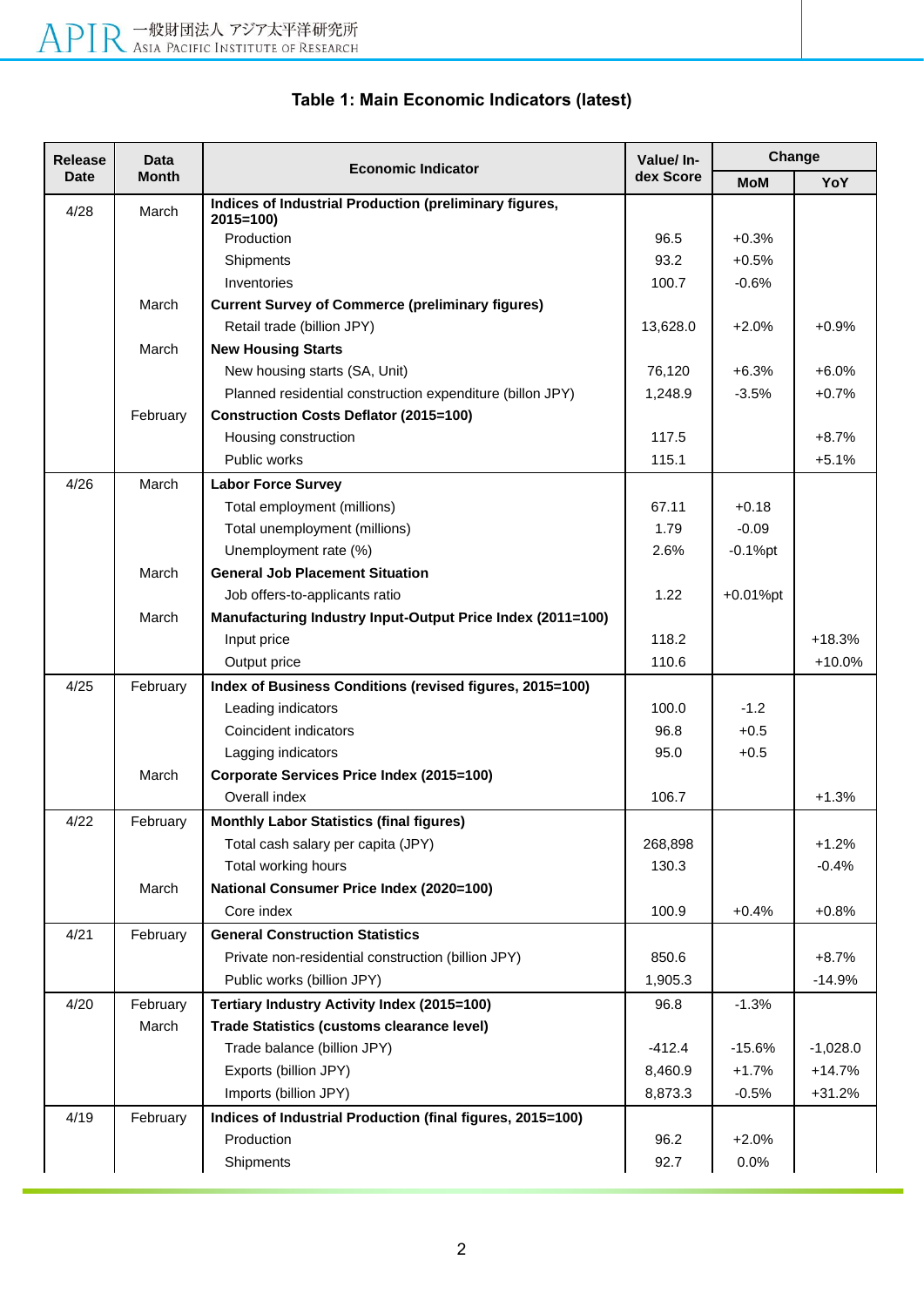**Table 1: Main Economic Indicators (latest)**

| Release Date | Data Month | Economic Indicator | Value/ Index Score | Change | |
|---|---|---|---|---|---|
| | | | | MoM | YoY |
| 4/28 | March | **Indices of Industrial Production (preliminary figures, 2015=100)** | | | |
| | | Production | 96.5 | +0.3% | |
| | | Shipments | 93.2 | +0.5% | |
| | | Inventories | 100.7 | -0.6% | |
| | March | **Current Survey of Commerce (preliminary figures)** | | | |
| | | Retail trade (billion JPY) | 13,628.0 | +2.0% | +0.9% |
| | March | **New Housing Starts** | | | |
| | | New housing starts (SA, Unit) | 76,120 | +6.3% | +6.0% |
| | | Planned residential construction expenditure (billon JPY) | 1,248.9 | -3.5% | +0.7% |
| | February | **Construction Costs Deflator (2015=100)** | | | |
| | | Housing construction | 117.5 | | +8.7% |
| | | Public works | 115.1 | | +5.1% |
| 4/26 | March | **Labor Force Survey** | | | |
| | | Total employment (millions) | 67.11 | +0.18 | |
| | | Total unemployment (millions) | 1.79 | -0.09 | |
| | | Unemployment rate (%) | 2.6% | -0.1%pt | |
| | March | **General Job Placement Situation** | | | |
| | | Job offers-to-applicants ratio | 1.22 | +0.01%pt | |
| | March | **Manufacturing Industry Input-Output Price Index (2011=100)** | | | |
| | | Input price | 118.2 | | +18.3% |
| | | Output price | 110.6 | | +10.0% |
| 4/25 | February | **Index of Business Conditions (revised figures, 2015=100)** | | | |
| | | Leading indicators | 100.0 | -1.2 | |
| | | Coincident indicators | 96.8 | +0.5 | |
| | | Lagging indicators | 95.0 | +0.5 | |
| | March | **Corporate Services Price Index (2015=100)** | | | |
| | | Overall index | 106.7 | | +1.3% |
| 4/22 | February | **Monthly Labor Statistics (final figures)** | | | |
| | | Total cash salary per capita (JPY) | 268,898 | | +1.2% |
| | | Total working hours | 130.3 | | -0.4% |
| | March | **National Consumer Price Index (2020=100)** | | | |
| | | Core index | 100.9 | +0.4% | +0.8% |
| 4/21 | February | **General Construction Statistics** | | | |
| | | Private non-residential construction (billion JPY) | 850.6 | | +8.7% |
| | | Public works (billion JPY) | 1,905.3 | | -14.9% |
| 4/20 | February | **Tertiary Industry Activity Index (2015=100)** | 96.8 | -1.3% | |
| | March | **Trade Statistics (customs clearance level)** | | | |
| | | Trade balance (billion JPY) | -412.4 | -15.6% | -1,028.0 |
| | | Exports (billion JPY) | 8,460.9 | +1.7% | +14.7% |
| | | Imports (billion JPY) | 8,873.3 | -0.5% | +31.2% |
| 4/19 | February | **Indices of Industrial Production (final figures, 2015=100)** | | | |
| | | Production | 96.2 | +2.0% | |
| | | Shipments | 92.7 | 0.0% | |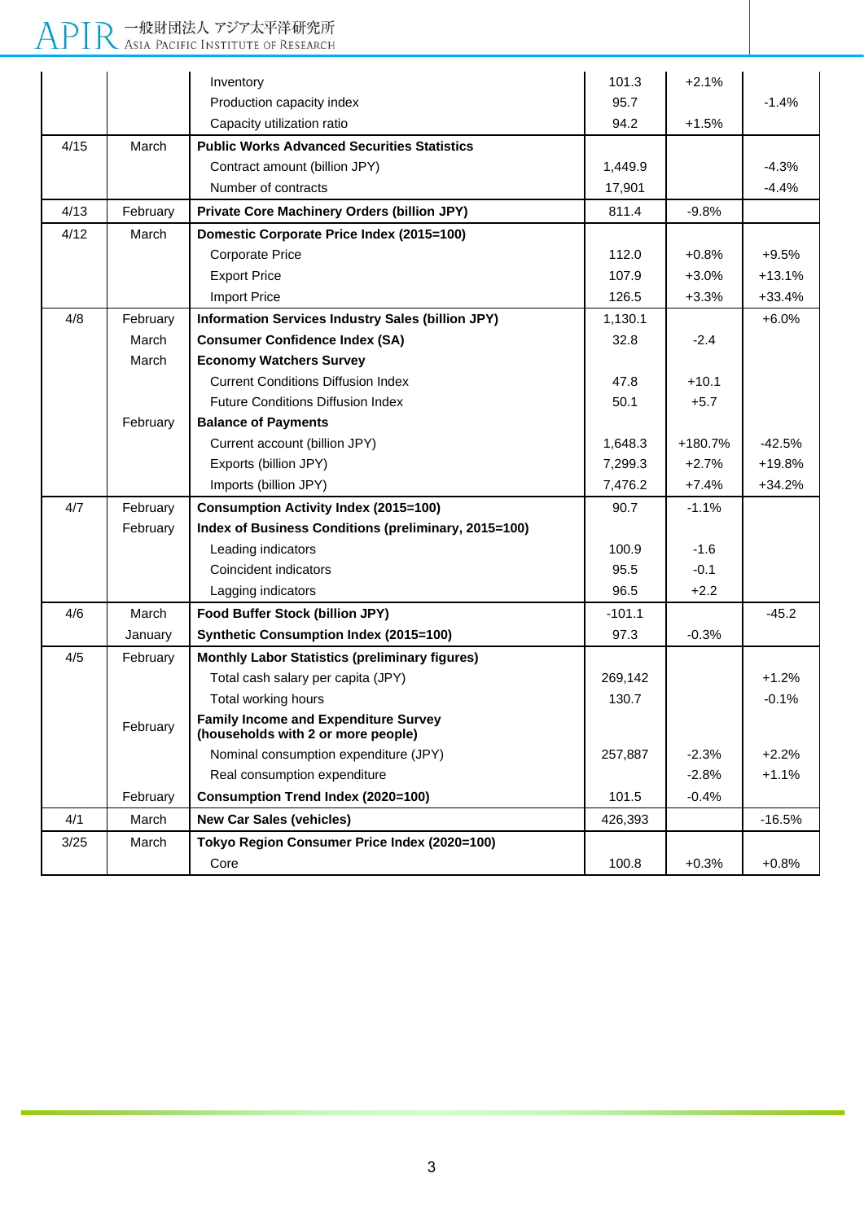| | | | | | |
|---|---|---|---|---|---|
| | | Inventory | 101.3 | +2.1% | |
| | | Production capacity index | 95.7 | | -1.4% |
| | | Capacity utilization ratio | 94.2 | +1.5% | |
| 4/15 | March | **Public Works Advanced Securities Statistics** | | | |
| | | Contract amount (billion JPY) | 1,449.9 | | -4.3% |
| | | Number of contracts | 17,901 | | -4.4% |
| 4/13 | February | **Private Core Machinery Orders (billion JPY)** | 811.4 | -9.8% | |
| 4/12 | March | **Domestic Corporate Price Index (2015=100)** | | | |
| | | Corporate Price | 112.0 | +0.8% | +9.5% |
| | | Export Price | 107.9 | +3.0% | +13.1% |
| | | Import Price | 126.5 | +3.3% | +33.4% |
| 4/8 | February | **Information Services Industry Sales (billion JPY)** | 1,130.1 | | +6.0% |
| | March | **Consumer Confidence Index (SA)** | 32.8 | -2.4 | |
| | March | **Economy Watchers Survey** | | | |
| | | Current Conditions Diffusion Index | 47.8 | +10.1 | |
| | | Future Conditions Diffusion Index | 50.1 | +5.7 | |
| | February | **Balance of Payments** | | | |
| | | Current account (billion JPY) | 1,648.3 | +180.7% | -42.5% |
| | | Exports (billion JPY) | 7,299.3 | +2.7% | +19.8% |
| | | Imports (billion JPY) | 7,476.2 | +7.4% | +34.2% |
| 4/7 | February | **Consumption Activity Index (2015=100)** | 90.7 | -1.1% | |
| | February | **Index of Business Conditions (preliminary, 2015=100)** | | | |
| | | Leading indicators | 100.9 | -1.6 | |
| | | Coincident indicators | 95.5 | -0.1 | |
| | | Lagging indicators | 96.5 | +2.2 | |
| 4/6 | March | **Food Buffer Stock (billion JPY)** | -101.1 | | -45.2 |
| | January | **Synthetic Consumption Index (2015=100)** | 97.3 | -0.3% | |
| 4/5 | February | **Monthly Labor Statistics (preliminary figures)** | | | |
| | | Total cash salary per capita (JPY) | 269,142 | | +1.2% |
| | | Total working hours | 130.7 | | -0.1% |
| | February | **Family Income and Expenditure Survey (households with 2 or more people)** | | | |
| | | Nominal consumption expenditure (JPY) | 257,887 | -2.3% | +2.2% |
| | | Real consumption expenditure | | -2.8% | +1.1% |
| | February | **Consumption Trend Index (2020=100)** | 101.5 | -0.4% | |
| 4/1 | March | **New Car Sales (vehicles)** | 426,393 | | -16.5% |
| 3/25 | March | **Tokyo Region Consumer Price Index (2020=100)** | | | |
| | | Core | 100.8 | +0.3% | +0.8% |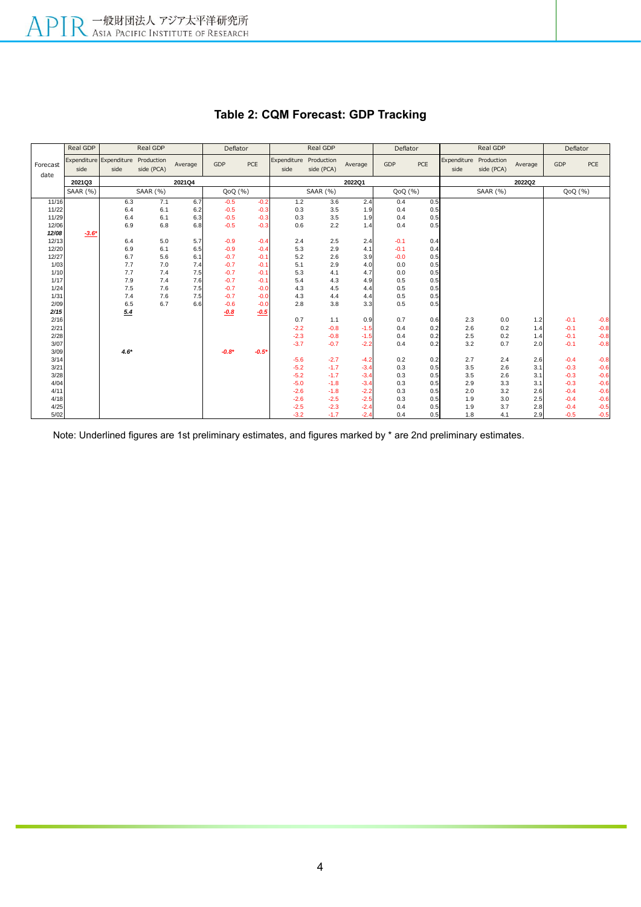## Table 2: CQM Forecast: GDP Tracking

| Forecast date | Real GDP | Real GDP | | | Deflator | | Real GDP | | | Deflator | | Real GDP | | | Deflator | |
|---|---|---|---|---|---|---|---|---|---|---|---|---|---|---|---|---|
| | Expenditure side | Expenditure side | Production side (PCA) | Average | GDP | PCE | Expenditure side | Production side (PCA) | Average | GDP | PCE | Expenditure side | Production side (PCA) | Average | GDP | PCE |
| | 2021Q3 | 2021Q4 | | | | | 2022Q1 | | | | | 2022Q2 | | | | |
| | SAAR (%) | SAAR (%) | | | QoQ (%) | | SAAR (%) | | | QoQ (%) | | SAAR (%) | | | QoQ (%) | |
| 11/16 | | 6.3 | 7.1 | 6.7 | -0.5 | -0.2 | 1.2 | 3.6 | 2.4 | 0.4 | 0.5 | | | | | |
| 11/22 | | 6.4 | 6.1 | 6.2 | -0.5 | -0.3 | 0.3 | 3.5 | 1.9 | 0.4 | 0.5 | | | | | |
| 11/29 | | 6.4 | 6.1 | 6.3 | -0.5 | -0.3 | 0.3 | 3.5 | 1.9 | 0.4 | 0.5 | | | | | |
| 12/06 | | 6.9 | 6.8 | 6.8 | -0.5 | -0.3 | 0.6 | 2.2 | 1.4 | 0.4 | 0.5 | | | | | |
| ***12/08*** | ***-3.6**** | | | | | | | | | | | | | | | |
| 12/13 | | 6.4 | 5.0 | 5.7 | -0.9 | -0.4 | 2.4 | 2.5 | 2.4 | -0.1 | 0.4 | | | | | |
| 12/20 | | 6.9 | 6.1 | 6.5 | -0.9 | -0.4 | 5.3 | 2.9 | 4.1 | -0.1 | 0.4 | | | | | |
| 12/27 | | 6.7 | 5.6 | 6.1 | -0.7 | -0.1 | 5.2 | 2.6 | 3.9 | -0.0 | 0.5 | | | | | |
| 1/03 | | 7.7 | 7.0 | 7.4 | -0.7 | -0.1 | 5.1 | 2.9 | 4.0 | 0.0 | 0.5 | | | | | |
| 1/10 | | 7.7 | 7.4 | 7.5 | -0.7 | -0.1 | 5.3 | 4.1 | 4.7 | 0.0 | 0.5 | | | | | |
| 1/17 | | 7.9 | 7.4 | 7.6 | -0.7 | -0.1 | 5.4 | 4.3 | 4.9 | 0.5 | 0.5 | | | | | |
| 1/24 | | 7.5 | 7.6 | 7.5 | -0.7 | -0.0 | 4.3 | 4.5 | 4.4 | 0.5 | 0.5 | | | | | |
| 1/31 | | 7.4 | 7.6 | 7.5 | -0.7 | -0.0 | 4.3 | 4.4 | 4.4 | 0.5 | 0.5 | | | | | |
| 2/09 | | 6.5 | 6.7 | 6.6 | -0.6 | -0.0 | 2.8 | 3.8 | 3.3 | 0.5 | 0.5 | | | | | |
| ***2/15*** | | ***5.4*** | | | ***-0.8*** | ***-0.5*** | | | | | | | | | | |
| 2/16 | | | | | | | 0.7 | 1.1 | 0.9 | 0.7 | 0.6 | 2.3 | 0.0 | 1.2 | -0.1 | -0.8 |
| 2/21 | | | | | | | -2.2 | -0.8 | -1.5 | 0.4 | 0.2 | 2.6 | 0.2 | 1.4 | -0.1 | -0.8 |
| 2/28 | | | | | | | -2.3 | -0.8 | -1.5 | 0.4 | 0.2 | 2.5 | 0.2 | 1.4 | -0.1 | -0.8 |
| 3/07 | | | | | | | -3.7 | -0.7 | -2.2 | 0.4 | 0.2 | 3.2 | 0.7 | 2.0 | -0.1 | -0.8 |
| ***3/09*** | | ***4.6**** | | | ***-0.8**** | ***-0.5**** | | | | | | | | | | |
| 3/14 | | | | | | | -5.6 | -2.7 | -4.2 | 0.2 | 0.2 | 2.7 | 2.4 | 2.6 | -0.4 | -0.8 |
| 3/21 | | | | | | | -5.2 | -1.7 | -3.4 | 0.3 | 0.5 | 3.5 | 2.6 | 3.1 | -0.3 | -0.6 |
| 3/28 | | | | | | | -5.2 | -1.7 | -3.4 | 0.3 | 0.5 | 3.5 | 2.6 | 3.1 | -0.3 | -0.6 |
| 4/04 | | | | | | | -5.0 | -1.8 | -3.4 | 0.3 | 0.5 | 2.9 | 3.3 | 3.1 | -0.3 | -0.6 |
| 4/11 | | | | | | | -2.6 | -1.8 | -2.2 | 0.3 | 0.5 | 2.0 | 3.2 | 2.6 | -0.4 | -0.6 |
| 4/18 | | | | | | | -2.6 | -2.5 | -2.5 | 0.3 | 0.5 | 1.9 | 3.0 | 2.5 | -0.4 | -0.6 |
| 4/25 | | | | | | | -2.5 | -2.3 | -2.4 | 0.4 | 0.5 | 1.9 | 3.7 | 2.8 | -0.4 | -0.5 |
| 5/02 | | | | | | | -3.2 | -1.7 | -2.4 | 0.4 | 0.5 | 1.8 | 4.1 | 2.9 | -0.5 | -0.5 |

Note: Underlined figures are 1st preliminary estimates, and figures marked by * are 2nd preliminary estimates.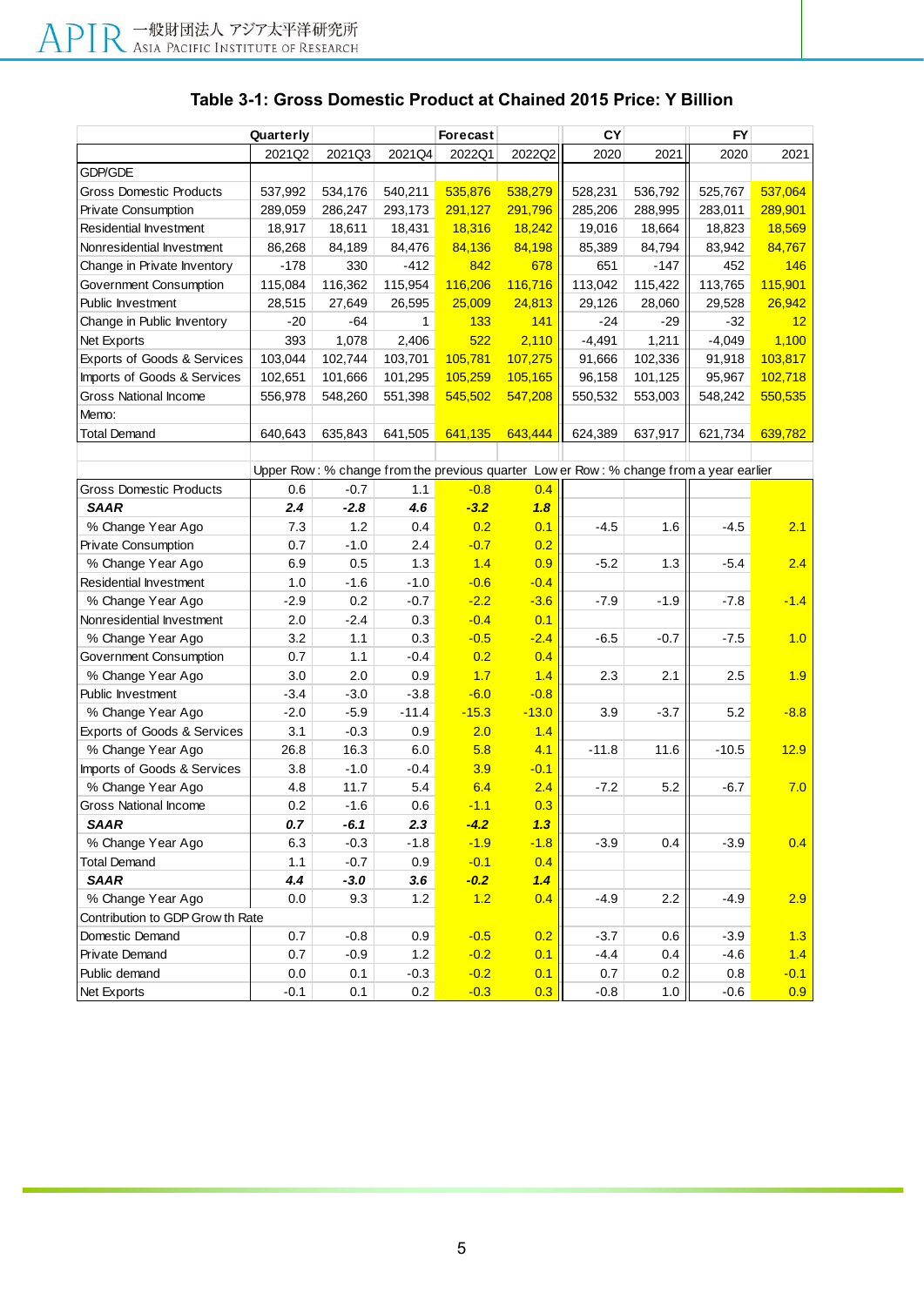## Table 3-1: Gross Domestic Product at Chained 2015 Price: Y Billion

| | Quarterly | | | Forecast | | CY | | FY | |
|---|---|---|---|---|---|---|---|---|---|
| | 2021Q2 | 2021Q3 | 2021Q4 | 2022Q1 | 2022Q2 | 2020 | 2021 | 2020 | 2021 |
| GDP/GDE | | | | | | | | | |
| Gross Domestic Products | 537,992 | 534,176 | 540,211 | 535,876 | 538,279 | 528,231 | 536,792 | 525,767 | 537,064 |
| Private Consumption | 289,059 | 286,247 | 293,173 | 291,127 | 291,796 | 285,206 | 288,995 | 283,011 | 289,901 |
| Residential Investment | 18,917 | 18,611 | 18,431 | 18,316 | 18,242 | 19,016 | 18,664 | 18,823 | 18,569 |
| Nonresidential Investment | 86,268 | 84,189 | 84,476 | 84,136 | 84,198 | 85,389 | 84,794 | 83,942 | 84,767 |
| Change in Private Inventory | -178 | 330 | -412 | 842 | 678 | 651 | -147 | 452 | 146 |
| Government Consumption | 115,084 | 116,362 | 115,954 | 116,206 | 116,716 | 113,042 | 115,422 | 113,765 | 115,901 |
| Public Investment | 28,515 | 27,649 | 26,595 | 25,009 | 24,813 | 29,126 | 28,060 | 29,528 | 26,942 |
| Change in Public Inventory | -20 | -64 | 1 | 133 | 141 | -24 | -29 | -32 | 12 |
| Net Exports | 393 | 1,078 | 2,406 | 522 | 2,110 | -4,491 | 1,211 | -4,049 | 1,100 |
| Exports of Goods & Services | 103,044 | 102,744 | 103,701 | 105,781 | 107,275 | 91,666 | 102,336 | 91,918 | 103,817 |
| Imports of Goods & Services | 102,651 | 101,666 | 101,295 | 105,259 | 105,165 | 96,158 | 101,125 | 95,967 | 102,718 |
| Gross National Income | 556,978 | 548,260 | 551,398 | 545,502 | 547,208 | 550,532 | 553,003 | 548,242 | 550,535 |
| Memo: | | | | | | | | | |
| Total Demand | 640,643 | 635,843 | 641,505 | 641,135 | 643,444 | 624,389 | 637,917 | 621,734 | 639,782 |
| | Upper Row : % change from the previous quarter Lower Row : % change from a year earlier | | | | | | | | |
| Gross Domestic Products | 0.6 | -0.7 | 1.1 | -0.8 | 0.4 | | | | |
| ***SAAR*** | ***2.4*** | ***-2.8*** | ***4.6*** | ***-3.2*** | ***1.8*** | | | | |
| % Change Year Ago | 7.3 | 1.2 | 0.4 | 0.2 | 0.1 | -4.5 | 1.6 | -4.5 | 2.1 |
| Private Consumption | 0.7 | -1.0 | 2.4 | -0.7 | 0.2 | | | | |
| % Change Year Ago | 6.9 | 0.5 | 1.3 | 1.4 | 0.9 | -5.2 | 1.3 | -5.4 | 2.4 |
| Residential Investment | 1.0 | -1.6 | -1.0 | -0.6 | -0.4 | | | | |
| % Change Year Ago | -2.9 | 0.2 | -0.7 | -2.2 | -3.6 | -7.9 | -1.9 | -7.8 | -1.4 |
| Nonresidential Investment | 2.0 | -2.4 | 0.3 | -0.4 | 0.1 | | | | |
| % Change Year Ago | 3.2 | 1.1 | 0.3 | -0.5 | -2.4 | -6.5 | -0.7 | -7.5 | 1.0 |
| Government Consumption | 0.7 | 1.1 | -0.4 | 0.2 | 0.4 | | | | |
| % Change Year Ago | 3.0 | 2.0 | 0.9 | 1.7 | 1.4 | 2.3 | 2.1 | 2.5 | 1.9 |
| Public Investment | -3.4 | -3.0 | -3.8 | -6.0 | -0.8 | | | | |
| % Change Year Ago | -2.0 | -5.9 | -11.4 | -15.3 | -13.0 | 3.9 | -3.7 | 5.2 | -8.8 |
| Exports of Goods & Services | 3.1 | -0.3 | 0.9 | 2.0 | 1.4 | | | | |
| % Change Year Ago | 26.8 | 16.3 | 6.0 | 5.8 | 4.1 | -11.8 | 11.6 | -10.5 | 12.9 |
| Imports of Goods & Services | 3.8 | -1.0 | -0.4 | 3.9 | -0.1 | | | | |
| % Change Year Ago | 4.8 | 11.7 | 5.4 | 6.4 | 2.4 | -7.2 | 5.2 | -6.7 | 7.0 |
| Gross National Income | 0.2 | -1.6 | 0.6 | -1.1 | 0.3 | | | | |
| ***SAAR*** | ***0.7*** | ***-6.1*** | ***2.3*** | ***-4.2*** | ***1.3*** | | | | |
| % Change Year Ago | 6.3 | -0.3 | -1.8 | -1.9 | -1.8 | -3.9 | 0.4 | -3.9 | 0.4 |
| Total Demand | 1.1 | -0.7 | 0.9 | -0.1 | 0.4 | | | | |
| ***SAAR*** | ***4.4*** | ***-3.0*** | ***3.6*** | ***-0.2*** | ***1.4*** | | | | |
| % Change Year Ago | 0.0 | 9.3 | 1.2 | 1.2 | 0.4 | -4.9 | 2.2 | -4.9 | 2.9 |
| Contribution to GDP Growth Rate | | | | | | | | | |
| Domestic Demand | 0.7 | -0.8 | 0.9 | -0.5 | 0.2 | -3.7 | 0.6 | -3.9 | 1.3 |
| Private Demand | 0.7 | -0.9 | 1.2 | -0.2 | 0.1 | -4.4 | 0.4 | -4.6 | 1.4 |
| Public demand | 0.0 | 0.1 | -0.3 | -0.2 | 0.1 | 0.7 | 0.2 | 0.8 | -0.1 |
| Net Exports | -0.1 | 0.1 | 0.2 | -0.3 | 0.3 | -0.8 | 1.0 | -0.6 | 0.9 |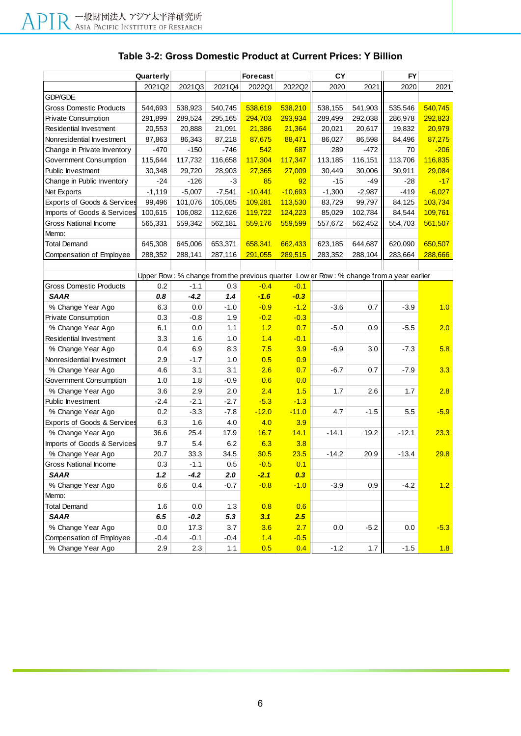## Table 3-2: Gross Domestic Product at Current Prices: Y Billion

| | Quarterly | | | Forecast | | CY | | FY | |
|---|---|---|---|---|---|---|---|---|---|
| | 2021Q2 | 2021Q3 | 2021Q4 | 2022Q1 | 2022Q2 | 2020 | 2021 | 2020 | 2021 |
| GDP/GDE | | | | | | | | | |
| Gross Domestic Products | 544,693 | 538,923 | 540,745 | 538,619 | 538,210 | 538,155 | 541,903 | 535,546 | 540,745 |
| Private Consumption | 291,899 | 289,524 | 295,165 | 294,703 | 293,934 | 289,499 | 292,038 | 286,978 | 292,823 |
| Residential Investment | 20,553 | 20,888 | 21,091 | 21,386 | 21,364 | 20,021 | 20,617 | 19,832 | 20,979 |
| Nonresidential Investment | 87,863 | 86,343 | 87,218 | 87,675 | 88,471 | 86,027 | 86,598 | 84,496 | 87,275 |
| Change in Private Inventory | -470 | -150 | -746 | 542 | 687 | 289 | -472 | 70 | -206 |
| Government Consumption | 115,644 | 117,732 | 116,658 | 117,304 | 117,347 | 113,185 | 116,151 | 113,706 | 116,835 |
| Public Investment | 30,348 | 29,720 | 28,903 | 27,365 | 27,009 | 30,449 | 30,006 | 30,911 | 29,084 |
| Change in Public Inventory | -24 | -126 | -3 | 85 | 92 | -15 | -49 | -28 | -17 |
| Net Exports | -1,119 | -5,007 | -7,541 | -10,441 | -10,693 | -1,300 | -2,987 | -419 | -6,027 |
| Exports of Goods & Services | 99,496 | 101,076 | 105,085 | 109,281 | 113,530 | 83,729 | 99,797 | 84,125 | 103,734 |
| Imports of Goods & Services | 100,615 | 106,082 | 112,626 | 119,722 | 124,223 | 85,029 | 102,784 | 84,544 | 109,761 |
| Gross National Income | 565,331 | 559,342 | 562,181 | 559,176 | 559,599 | 557,672 | 562,452 | 554,703 | 561,507 |
| Memo: | | | | | | | | | |
| Total Demand | 645,308 | 645,006 | 653,371 | 658,341 | 662,433 | 623,185 | 644,687 | 620,090 | 650,507 |
| Compensation of Employee | 288,352 | 288,141 | 287,116 | 291,055 | 289,515 | 283,352 | 288,104 | 283,664 | 288,666 |
| | | | | | | | | | |
| | Upper Row : % change from the previous quarter Lower Row : % change from a year earlier | | | | | | | | |
| Gross Domestic Products | 0.2 | -1.1 | 0.3 | -0.4 | -0.1 | | | | |
| ***SAAR*** | ***0.8*** | ***-4.2*** | ***1.4*** | ***-1.6*** | ***-0.3*** | | | | |
| % Change Year Ago | 6.3 | 0.0 | -1.0 | -0.9 | -1.2 | -3.6 | 0.7 | -3.9 | 1.0 |
| Private Consumption | 0.3 | -0.8 | 1.9 | -0.2 | -0.3 | | | | |
| % Change Year Ago | 6.1 | 0.0 | 1.1 | 1.2 | 0.7 | -5.0 | 0.9 | -5.5 | 2.0 |
| Residential Investment | 3.3 | 1.6 | 1.0 | 1.4 | -0.1 | | | | |
| % Change Year Ago | 0.4 | 6.9 | 8.3 | 7.5 | 3.9 | -6.9 | 3.0 | -7.3 | 5.8 |
| Nonresidential Investment | 2.9 | -1.7 | 1.0 | 0.5 | 0.9 | | | | |
| % Change Year Ago | 4.6 | 3.1 | 3.1 | 2.6 | 0.7 | -6.7 | 0.7 | -7.9 | 3.3 |
| Government Consumption | 1.0 | 1.8 | -0.9 | 0.6 | 0.0 | | | | |
| % Change Year Ago | 3.6 | 2.9 | 2.0 | 2.4 | 1.5 | 1.7 | 2.6 | 1.7 | 2.8 |
| Public Investment | -2.4 | -2.1 | -2.7 | -5.3 | -1.3 | | | | |
| % Change Year Ago | 0.2 | -3.3 | -7.8 | -12.0 | -11.0 | 4.7 | -1.5 | 5.5 | -5.9 |
| Exports of Goods & Services | 6.3 | 1.6 | 4.0 | 4.0 | 3.9 | | | | |
| % Change Year Ago | 36.6 | 25.4 | 17.9 | 16.7 | 14.1 | -14.1 | 19.2 | -12.1 | 23.3 |
| Imports of Goods & Services | 9.7 | 5.4 | 6.2 | 6.3 | 3.8 | | | | |
| % Change Year Ago | 20.7 | 33.3 | 34.5 | 30.5 | 23.5 | -14.2 | 20.9 | -13.4 | 29.8 |
| Gross National Income | 0.3 | -1.1 | 0.5 | -0.5 | 0.1 | | | | |
| ***SAAR*** | ***1.2*** | ***-4.2*** | ***2.0*** | ***-2.1*** | ***0.3*** | | | | |
| % Change Year Ago | 6.6 | 0.4 | -0.7 | -0.8 | -1.0 | -3.9 | 0.9 | -4.2 | 1.2 |
| Memo: | | | | | | | | | |
| Total Demand | 1.6 | 0.0 | 1.3 | 0.8 | 0.6 | | | | |
| ***SAAR*** | ***6.5*** | ***-0.2*** | ***5.3*** | ***3.1*** | ***2.5*** | | | | |
| % Change Year Ago | 0.0 | 17.3 | 3.7 | 3.6 | 2.7 | 0.0 | -5.2 | 0.0 | -5.3 |
| Compensation of Employee | -0.4 | -0.1 | -0.4 | 1.4 | -0.5 | | | | |
| % Change Year Ago | 2.9 | 2.3 | 1.1 | 0.5 | 0.4 | -1.2 | 1.7 | -1.5 | 1.8 |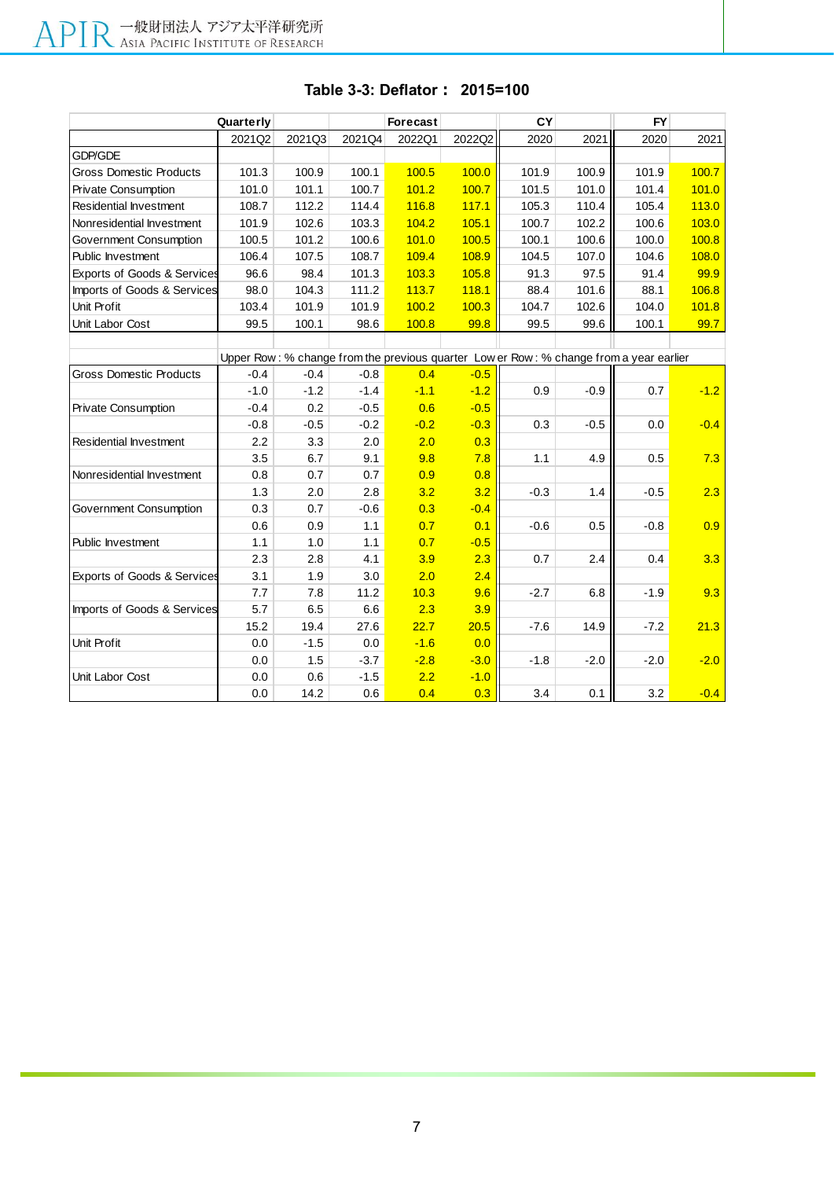### Table 3-3: Deflator： 2015=100

| | Quarterly | | | Forecast | | CY | | FY | |
|---|---|---|---|---|---|---|---|---|---|
| | 2021Q2 | 2021Q3 | 2021Q4 | 2022Q1 | 2022Q2 | 2020 | 2021 | 2020 | 2021 |
| GDP/GDE | | | | | | | | | |
| Gross Domestic Products | 101.3 | 100.9 | 100.1 | 100.5 | 100.0 | 101.9 | 100.9 | 101.9 | 100.7 |
| Private Consumption | 101.0 | 101.1 | 100.7 | 101.2 | 100.7 | 101.5 | 101.0 | 101.4 | 101.0 |
| Residential Investment | 108.7 | 112.2 | 114.4 | 116.8 | 117.1 | 105.3 | 110.4 | 105.4 | 113.0 |
| Nonresidential Investment | 101.9 | 102.6 | 103.3 | 104.2 | 105.1 | 100.7 | 102.2 | 100.6 | 103.0 |
| Government Consumption | 100.5 | 101.2 | 100.6 | 101.0 | 100.5 | 100.1 | 100.6 | 100.0 | 100.8 |
| Public Investment | 106.4 | 107.5 | 108.7 | 109.4 | 108.9 | 104.5 | 107.0 | 104.6 | 108.0 |
| Exports of Goods & Services | 96.6 | 98.4 | 101.3 | 103.3 | 105.8 | 91.3 | 97.5 | 91.4 | 99.9 |
| Imports of Goods & Services | 98.0 | 104.3 | 111.2 | 113.7 | 118.1 | 88.4 | 101.6 | 88.1 | 106.8 |
| Unit Profit | 103.4 | 101.9 | 101.9 | 100.2 | 100.3 | 104.7 | 102.6 | 104.0 | 101.8 |
| Unit Labor Cost | 99.5 | 100.1 | 98.6 | 100.8 | 99.8 | 99.5 | 99.6 | 100.1 | 99.7 |
| | | | | | | | | | |
| | Upper Row : % change from the previous quarter Lower Row : % change from a year earlier | | | | | | | | |
| Gross Domestic Products | -0.4 | -0.4 | -0.8 | 0.4 | -0.5 | | | | |
| | -1.0 | -1.2 | -1.4 | -1.1 | -1.2 | 0.9 | -0.9 | 0.7 | -1.2 |
| Private Consumption | -0.4 | 0.2 | -0.5 | 0.6 | -0.5 | | | | |
| | -0.8 | -0.5 | -0.2 | -0.2 | -0.3 | 0.3 | -0.5 | 0.0 | -0.4 |
| Residential Investment | 2.2 | 3.3 | 2.0 | 2.0 | 0.3 | | | | |
| | 3.5 | 6.7 | 9.1 | 9.8 | 7.8 | 1.1 | 4.9 | 0.5 | 7.3 |
| Nonresidential Investment | 0.8 | 0.7 | 0.7 | 0.9 | 0.8 | | | | |
| | 1.3 | 2.0 | 2.8 | 3.2 | 3.2 | -0.3 | 1.4 | -0.5 | 2.3 |
| Government Consumption | 0.3 | 0.7 | -0.6 | 0.3 | -0.4 | | | | |
| | 0.6 | 0.9 | 1.1 | 0.7 | 0.1 | -0.6 | 0.5 | -0.8 | 0.9 |
| Public Investment | 1.1 | 1.0 | 1.1 | 0.7 | -0.5 | | | | |
| | 2.3 | 2.8 | 4.1 | 3.9 | 2.3 | 0.7 | 2.4 | 0.4 | 3.3 |
| Exports of Goods & Services | 3.1 | 1.9 | 3.0 | 2.0 | 2.4 | | | | |
| | 7.7 | 7.8 | 11.2 | 10.3 | 9.6 | -2.7 | 6.8 | -1.9 | 9.3 |
| Imports of Goods & Services | 5.7 | 6.5 | 6.6 | 2.3 | 3.9 | | | | |
| | 15.2 | 19.4 | 27.6 | 22.7 | 20.5 | -7.6 | 14.9 | -7.2 | 21.3 |
| Unit Profit | 0.0 | -1.5 | 0.0 | -1.6 | 0.0 | | | | |
| | 0.0 | 1.5 | -3.7 | -2.8 | -3.0 | -1.8 | -2.0 | -2.0 | -2.0 |
| Unit Labor Cost | 0.0 | 0.6 | -1.5 | 2.2 | -1.0 | | | | |
| | 0.0 | 14.2 | 0.6 | 0.4 | 0.3 | 3.4 | 0.1 | 3.2 | -0.4 |